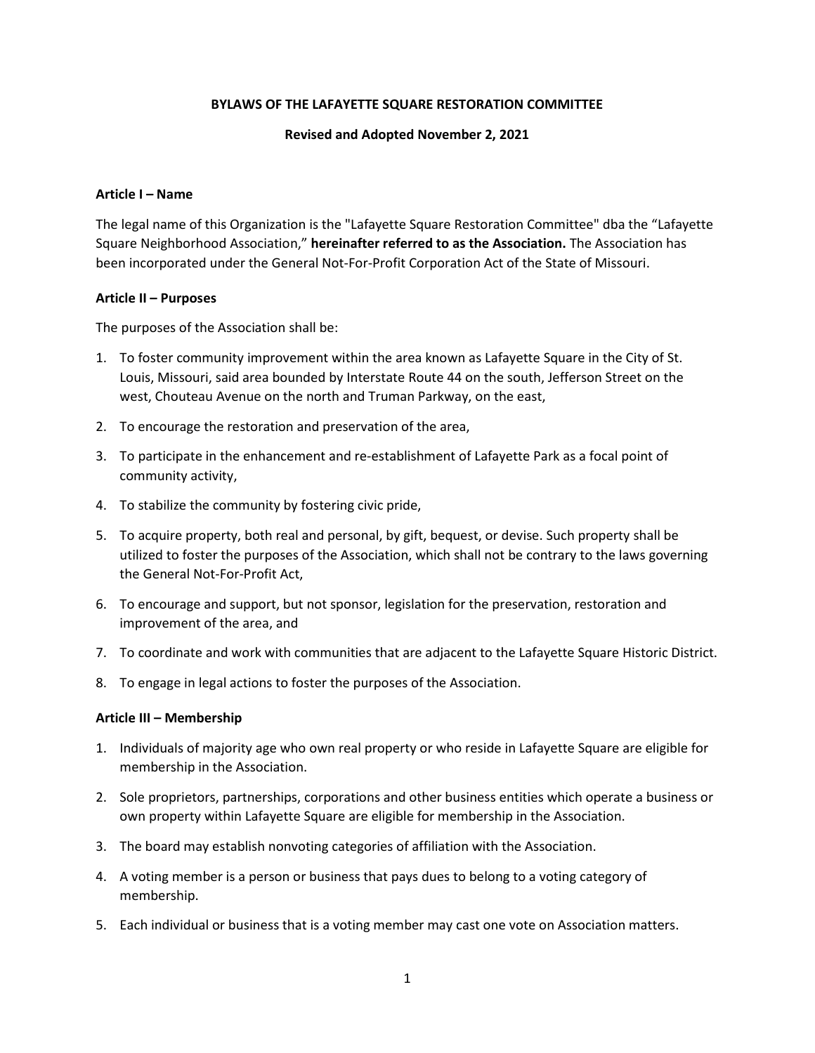**BYLAWS OF THE LAFAYETTE SQUARE RESTORATION COMMITTEE**

**Revised and Adopted November 2, 2021**

### Article I – Name

The legal name of this Organization is the "Lafayette Square Restoration Committee" dba the "Lafayette Square Neighborhood Association," **hereinafter referred to as the Association.** The Association has been incorporated under the General Not-For-Profit Corporation Act of the State of Missouri.

### Article II – Purposes

The purposes of the Association shall be:

1. To foster community improvement within the area known as Lafayette Square in the City of St. Louis, Missouri, said area bounded by Interstate Route 44 on the south, Jefferson Street on the west, Chouteau Avenue on the north and Truman Parkway, on the east,
2. To encourage the restoration and preservation of the area,
3. To participate in the enhancement and re-establishment of Lafayette Park as a focal point of community activity,
4. To stabilize the community by fostering civic pride,
5. To acquire property, both real and personal, by gift, bequest, or devise. Such property shall be utilized to foster the purposes of the Association, which shall not be contrary to the laws governing the General Not-For-Profit Act,
6. To encourage and support, but not sponsor, legislation for the preservation, restoration and improvement of the area, and
7. To coordinate and work with communities that are adjacent to the Lafayette Square Historic District.
8. To engage in legal actions to foster the purposes of the Association.

### Article III – Membership

1. Individuals of majority age who own real property or who reside in Lafayette Square are eligible for membership in the Association.
2. Sole proprietors, partnerships, corporations and other business entities which operate a business or own property within Lafayette Square are eligible for membership in the Association.
3. The board may establish nonvoting categories of affiliation with the Association.
4. A voting member is a person or business that pays dues to belong to a voting category of membership.
5. Each individual or business that is a voting member may cast one vote on Association matters.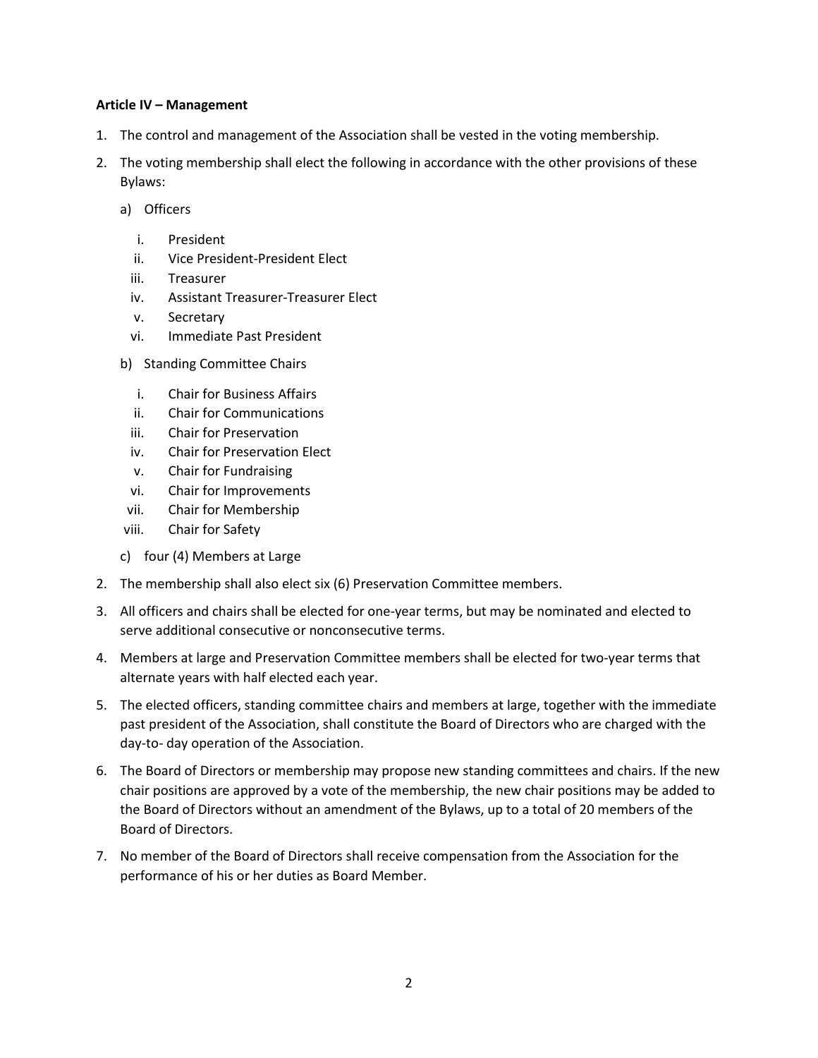**Article IV – Management**

1. The control and management of the Association shall be vested in the voting membership.
2. The voting membership shall elect the following in accordance with the other provisions of these Bylaws:

   a) Officers

      i. President
      ii. Vice President-President Elect
      iii. Treasurer
      iv. Assistant Treasurer-Treasurer Elect
      v. Secretary
      vi. Immediate Past President

   b) Standing Committee Chairs

      i. Chair for Business Affairs
      ii. Chair for Communications
      iii. Chair for Preservation
      iv. Chair for Preservation Elect
      v. Chair for Fundraising
      vi. Chair for Improvements
      vii. Chair for Membership
      viii. Chair for Safety

   c) four (4) Members at Large

2. The membership shall also elect six (6) Preservation Committee members.
3. All officers and chairs shall be elected for one-year terms, but may be nominated and elected to serve additional consecutive or nonconsecutive terms.
4. Members at large and Preservation Committee members shall be elected for two-year terms that alternate years with half elected each year.
5. The elected officers, standing committee chairs and members at large, together with the immediate past president of the Association, shall constitute the Board of Directors who are charged with the day-to- day operation of the Association.
6. The Board of Directors or membership may propose new standing committees and chairs. If the new chair positions are approved by a vote of the membership, the new chair positions may be added to the Board of Directors without an amendment of the Bylaws, up to a total of 20 members of the Board of Directors.
7. No member of the Board of Directors shall receive compensation from the Association for the performance of his or her duties as Board Member.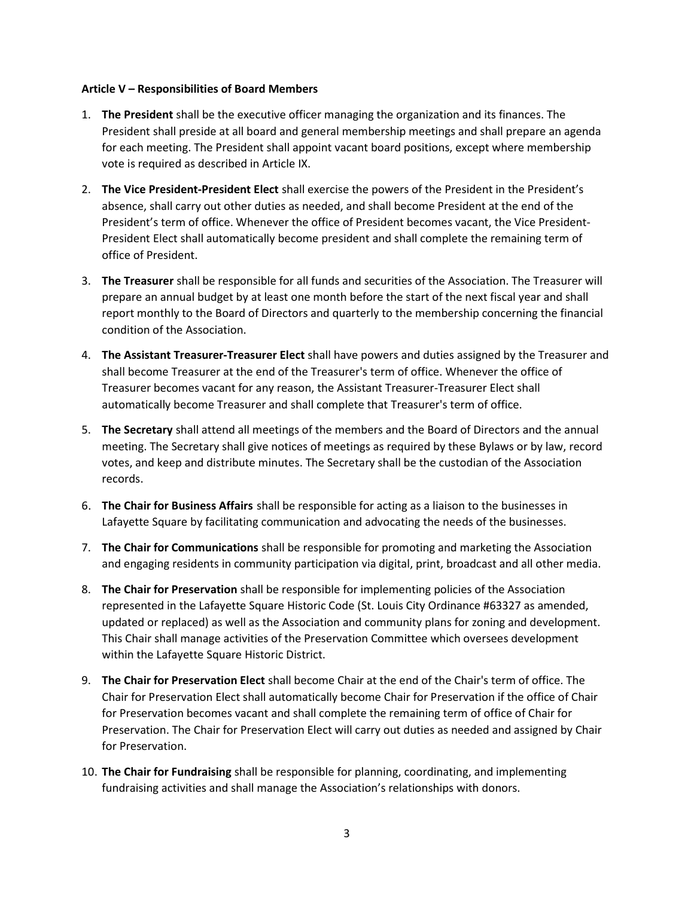**Article V – Responsibilities of Board Members**

1. **The President** shall be the executive officer managing the organization and its finances. The President shall preside at all board and general membership meetings and shall prepare an agenda for each meeting. The President shall appoint vacant board positions, except where membership vote is required as described in Article IX.

2. **The Vice President-President Elect** shall exercise the powers of the President in the President's absence, shall carry out other duties as needed, and shall become President at the end of the President's term of office. Whenever the office of President becomes vacant, the Vice President-President Elect shall automatically become president and shall complete the remaining term of office of President.

3. **The Treasurer** shall be responsible for all funds and securities of the Association. The Treasurer will prepare an annual budget by at least one month before the start of the next fiscal year and shall report monthly to the Board of Directors and quarterly to the membership concerning the financial condition of the Association.

4. **The Assistant Treasurer-Treasurer Elect** shall have powers and duties assigned by the Treasurer and shall become Treasurer at the end of the Treasurer's term of office. Whenever the office of Treasurer becomes vacant for any reason, the Assistant Treasurer-Treasurer Elect shall automatically become Treasurer and shall complete that Treasurer's term of office.

5. **The Secretary** shall attend all meetings of the members and the Board of Directors and the annual meeting. The Secretary shall give notices of meetings as required by these Bylaws or by law, record votes, and keep and distribute minutes. The Secretary shall be the custodian of the Association records.

6. **The Chair for Business Affairs** shall be responsible for acting as a liaison to the businesses in Lafayette Square by facilitating communication and advocating the needs of the businesses.

7. **The Chair for Communications** shall be responsible for promoting and marketing the Association and engaging residents in community participation via digital, print, broadcast and all other media.

8. **The Chair for Preservation** shall be responsible for implementing policies of the Association represented in the Lafayette Square Historic Code (St. Louis City Ordinance #63327 as amended, updated or replaced) as well as the Association and community plans for zoning and development. This Chair shall manage activities of the Preservation Committee which oversees development within the Lafayette Square Historic District.

9. **The Chair for Preservation Elect** shall become Chair at the end of the Chair's term of office. The Chair for Preservation Elect shall automatically become Chair for Preservation if the office of Chair for Preservation becomes vacant and shall complete the remaining term of office of Chair for Preservation. The Chair for Preservation Elect will carry out duties as needed and assigned by Chair for Preservation.

10. **The Chair for Fundraising** shall be responsible for planning, coordinating, and implementing fundraising activities and shall manage the Association's relationships with donors.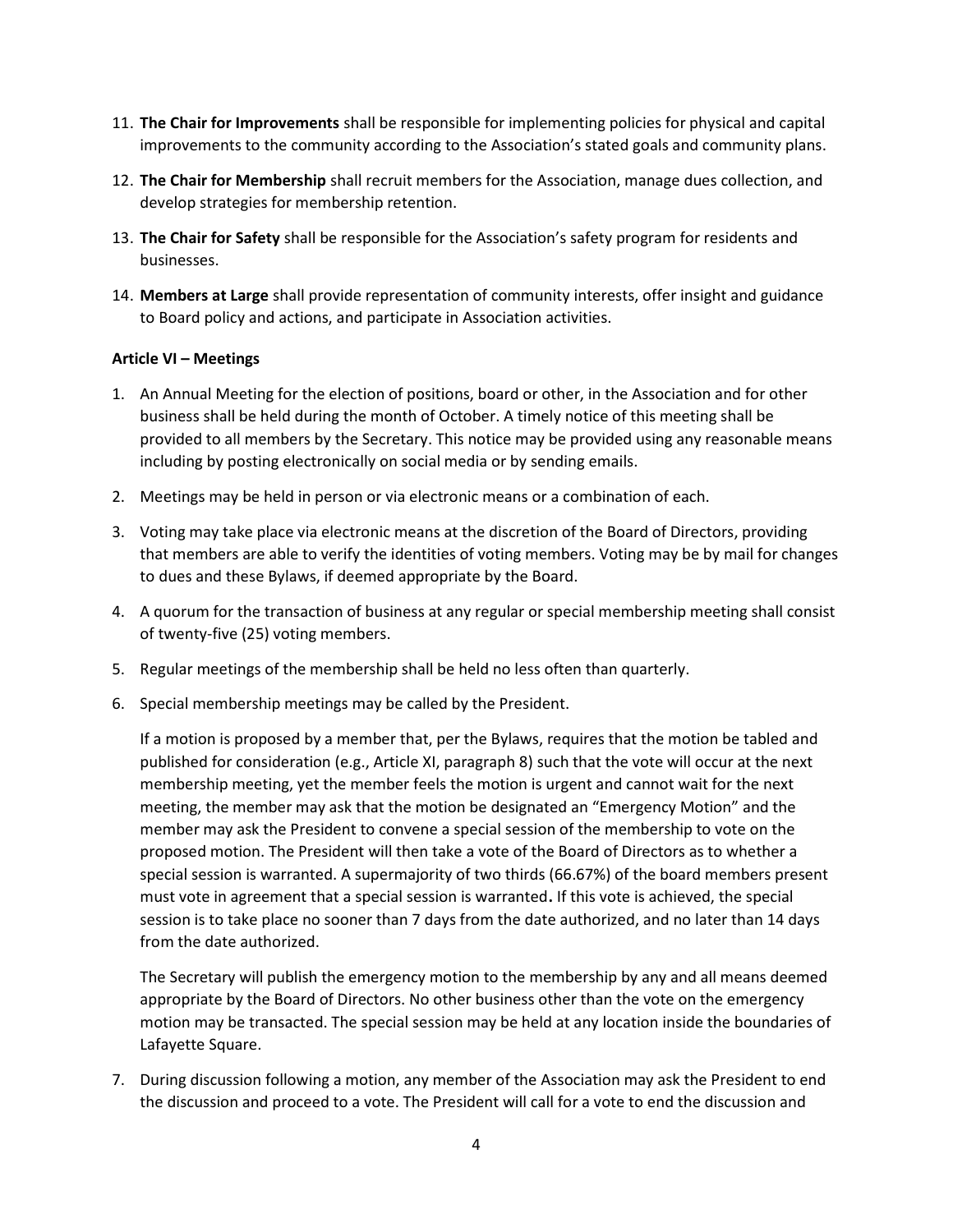11. **The Chair for Improvements** shall be responsible for implementing policies for physical and capital improvements to the community according to the Association's stated goals and community plans.

12. **The Chair for Membership** shall recruit members for the Association, manage dues collection, and develop strategies for membership retention.

13. **The Chair for Safety** shall be responsible for the Association's safety program for residents and businesses.

14. **Members at Large** shall provide representation of community interests, offer insight and guidance to Board policy and actions, and participate in Association activities.

**Article VI – Meetings**

1. An Annual Meeting for the election of positions, board or other, in the Association and for other business shall be held during the month of October. A timely notice of this meeting shall be provided to all members by the Secretary. This notice may be provided using any reasonable means including by posting electronically on social media or by sending emails.

2. Meetings may be held in person or via electronic means or a combination of each.

3. Voting may take place via electronic means at the discretion of the Board of Directors, providing that members are able to verify the identities of voting members. Voting may be by mail for changes to dues and these Bylaws, if deemed appropriate by the Board.

4. A quorum for the transaction of business at any regular or special membership meeting shall consist of twenty-five (25) voting members.

5. Regular meetings of the membership shall be held no less often than quarterly.

6. Special membership meetings may be called by the President.

   If a motion is proposed by a member that, per the Bylaws, requires that the motion be tabled and published for consideration (e.g., Article XI, paragraph 8) such that the vote will occur at the next membership meeting, yet the member feels the motion is urgent and cannot wait for the next meeting, the member may ask that the motion be designated an "Emergency Motion" and the member may ask the President to convene a special session of the membership to vote on the proposed motion. The President will then take a vote of the Board of Directors as to whether a special session is warranted. A supermajority of two thirds (66.67%) of the board members present must vote in agreement that a special session is warranted**.** If this vote is achieved, the special session is to take place no sooner than 7 days from the date authorized, and no later than 14 days from the date authorized.

   The Secretary will publish the emergency motion to the membership by any and all means deemed appropriate by the Board of Directors. No other business other than the vote on the emergency motion may be transacted. The special session may be held at any location inside the boundaries of Lafayette Square.

7. During discussion following a motion, any member of the Association may ask the President to end the discussion and proceed to a vote. The President will call for a vote to end the discussion and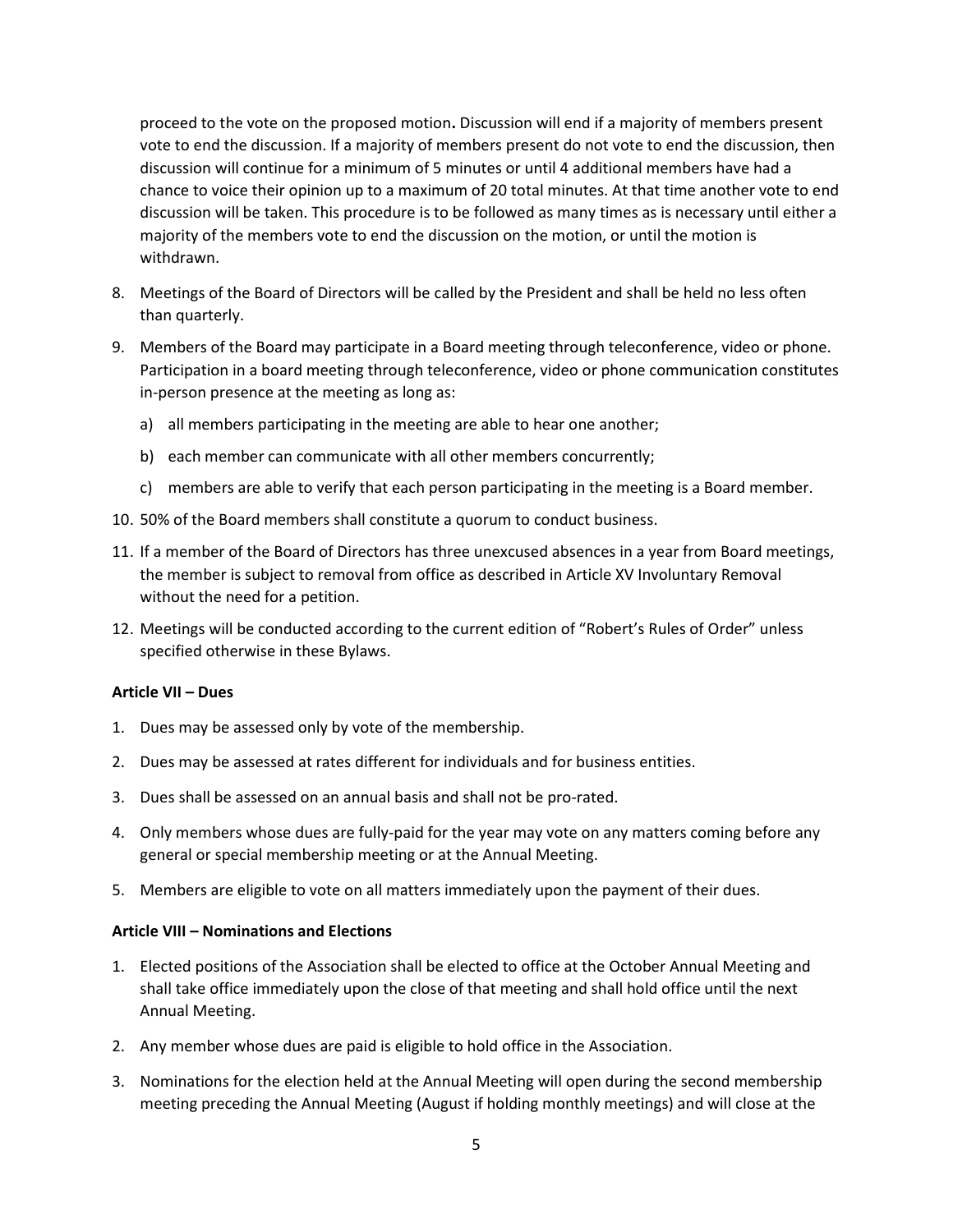proceed to the vote on the proposed motion**.** Discussion will end if a majority of members present vote to end the discussion. If a majority of members present do not vote to end the discussion, then discussion will continue for a minimum of 5 minutes or until 4 additional members have had a chance to voice their opinion up to a maximum of 20 total minutes. At that time another vote to end discussion will be taken. This procedure is to be followed as many times as is necessary until either a majority of the members vote to end the discussion on the motion, or until the motion is withdrawn.

8. Meetings of the Board of Directors will be called by the President and shall be held no less often than quarterly.
9. Members of the Board may participate in a Board meeting through teleconference, video or phone. Participation in a board meeting through teleconference, video or phone communication constitutes in-person presence at the meeting as long as:
   a) all members participating in the meeting are able to hear one another;
   b) each member can communicate with all other members concurrently;
   c) members are able to verify that each person participating in the meeting is a Board member.
10. 50% of the Board members shall constitute a quorum to conduct business.
11. If a member of the Board of Directors has three unexcused absences in a year from Board meetings, the member is subject to removal from office as described in Article XV Involuntary Removal without the need for a petition.
12. Meetings will be conducted according to the current edition of "Robert's Rules of Order" unless specified otherwise in these Bylaws.

**Article VII – Dues**

1. Dues may be assessed only by vote of the membership.
2. Dues may be assessed at rates different for individuals and for business entities.
3. Dues shall be assessed on an annual basis and shall not be pro-rated.
4. Only members whose dues are fully-paid for the year may vote on any matters coming before any general or special membership meeting or at the Annual Meeting.
5. Members are eligible to vote on all matters immediately upon the payment of their dues.

**Article VIII – Nominations and Elections**

1. Elected positions of the Association shall be elected to office at the October Annual Meeting and shall take office immediately upon the close of that meeting and shall hold office until the next Annual Meeting.
2. Any member whose dues are paid is eligible to hold office in the Association.
3. Nominations for the election held at the Annual Meeting will open during the second membership meeting preceding the Annual Meeting (August if holding monthly meetings) and will close at the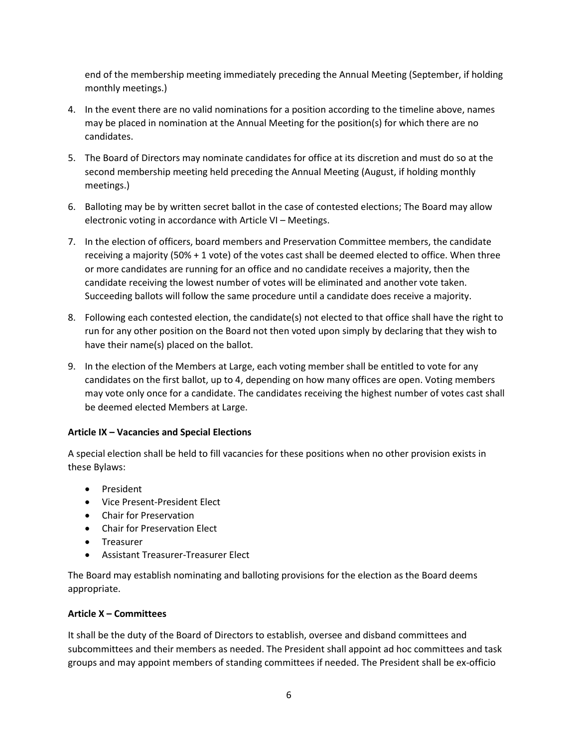end of the membership meeting immediately preceding the Annual Meeting (September, if holding monthly meetings.)

4. In the event there are no valid nominations for a position according to the timeline above, names may be placed in nomination at the Annual Meeting for the position(s) for which there are no candidates.

5. The Board of Directors may nominate candidates for office at its discretion and must do so at the second membership meeting held preceding the Annual Meeting (August, if holding monthly meetings.)

6. Balloting may be by written secret ballot in the case of contested elections; The Board may allow electronic voting in accordance with Article VI – Meetings.

7. In the election of officers, board members and Preservation Committee members, the candidate receiving a majority (50% + 1 vote) of the votes cast shall be deemed elected to office. When three or more candidates are running for an office and no candidate receives a majority, then the candidate receiving the lowest number of votes will be eliminated and another vote taken. Succeeding ballots will follow the same procedure until a candidate does receive a majority.

8. Following each contested election, the candidate(s) not elected to that office shall have the right to run for any other position on the Board not then voted upon simply by declaring that they wish to have their name(s) placed on the ballot.

9. In the election of the Members at Large, each voting member shall be entitled to vote for any candidates on the first ballot, up to 4, depending on how many offices are open. Voting members may vote only once for a candidate. The candidates receiving the highest number of votes cast shall be deemed elected Members at Large.

**Article IX – Vacancies and Special Elections**

A special election shall be held to fill vacancies for these positions when no other provision exists in these Bylaws:

- President
- Vice Present-President Elect
- Chair for Preservation
- Chair for Preservation Elect
- Treasurer
- Assistant Treasurer-Treasurer Elect

The Board may establish nominating and balloting provisions for the election as the Board deems appropriate.

**Article X – Committees**

It shall be the duty of the Board of Directors to establish, oversee and disband committees and subcommittees and their members as needed. The President shall appoint ad hoc committees and task groups and may appoint members of standing committees if needed. The President shall be ex-officio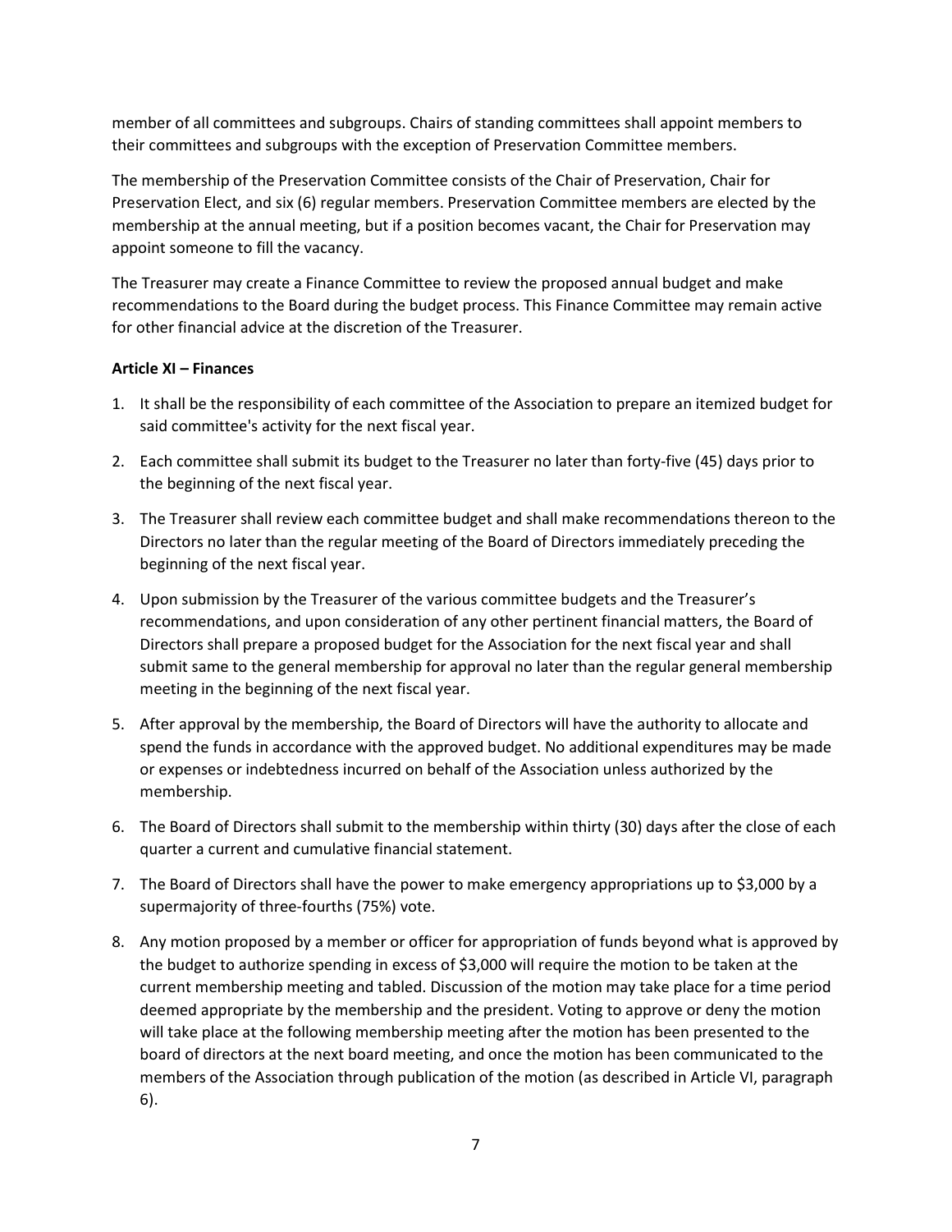member of all committees and subgroups. Chairs of standing committees shall appoint members to their committees and subgroups with the exception of Preservation Committee members.

The membership of the Preservation Committee consists of the Chair of Preservation, Chair for Preservation Elect, and six (6) regular members. Preservation Committee members are elected by the membership at the annual meeting, but if a position becomes vacant, the Chair for Preservation may appoint someone to fill the vacancy.

The Treasurer may create a Finance Committee to review the proposed annual budget and make recommendations to the Board during the budget process. This Finance Committee may remain active for other financial advice at the discretion of the Treasurer.

**Article XI – Finances**

1. It shall be the responsibility of each committee of the Association to prepare an itemized budget for said committee's activity for the next fiscal year.
2. Each committee shall submit its budget to the Treasurer no later than forty-five (45) days prior to the beginning of the next fiscal year.
3. The Treasurer shall review each committee budget and shall make recommendations thereon to the Directors no later than the regular meeting of the Board of Directors immediately preceding the beginning of the next fiscal year.
4. Upon submission by the Treasurer of the various committee budgets and the Treasurer's recommendations, and upon consideration of any other pertinent financial matters, the Board of Directors shall prepare a proposed budget for the Association for the next fiscal year and shall submit same to the general membership for approval no later than the regular general membership meeting in the beginning of the next fiscal year.
5. After approval by the membership, the Board of Directors will have the authority to allocate and spend the funds in accordance with the approved budget. No additional expenditures may be made or expenses or indebtedness incurred on behalf of the Association unless authorized by the membership.
6. The Board of Directors shall submit to the membership within thirty (30) days after the close of each quarter a current and cumulative financial statement.
7. The Board of Directors shall have the power to make emergency appropriations up to $3,000 by a supermajority of three-fourths (75%) vote.
8. Any motion proposed by a member or officer for appropriation of funds beyond what is approved by the budget to authorize spending in excess of $3,000 will require the motion to be taken at the current membership meeting and tabled. Discussion of the motion may take place for a time period deemed appropriate by the membership and the president. Voting to approve or deny the motion will take place at the following membership meeting after the motion has been presented to the board of directors at the next board meeting, and once the motion has been communicated to the members of the Association through publication of the motion (as described in Article VI, paragraph 6).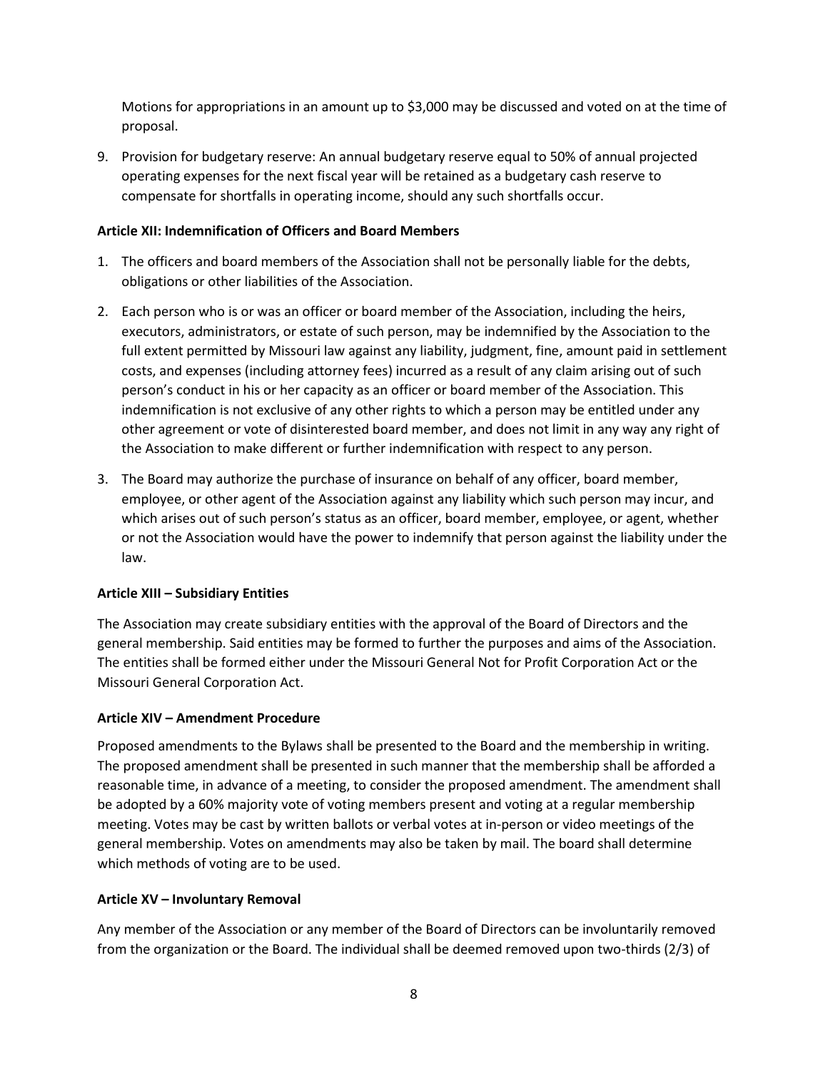Motions for appropriations in an amount up to $3,000 may be discussed and voted on at the time of proposal.

9. Provision for budgetary reserve: An annual budgetary reserve equal to 50% of annual projected operating expenses for the next fiscal year will be retained as a budgetary cash reserve to compensate for shortfalls in operating income, should any such shortfalls occur.

**Article XII: Indemnification of Officers and Board Members**

1. The officers and board members of the Association shall not be personally liable for the debts, obligations or other liabilities of the Association.
2. Each person who is or was an officer or board member of the Association, including the heirs, executors, administrators, or estate of such person, may be indemnified by the Association to the full extent permitted by Missouri law against any liability, judgment, fine, amount paid in settlement costs, and expenses (including attorney fees) incurred as a result of any claim arising out of such person's conduct in his or her capacity as an officer or board member of the Association. This indemnification is not exclusive of any other rights to which a person may be entitled under any other agreement or vote of disinterested board member, and does not limit in any way any right of the Association to make different or further indemnification with respect to any person.
3. The Board may authorize the purchase of insurance on behalf of any officer, board member, employee, or other agent of the Association against any liability which such person may incur, and which arises out of such person's status as an officer, board member, employee, or agent, whether or not the Association would have the power to indemnify that person against the liability under the law.

**Article XIII – Subsidiary Entities**

The Association may create subsidiary entities with the approval of the Board of Directors and the general membership. Said entities may be formed to further the purposes and aims of the Association. The entities shall be formed either under the Missouri General Not for Profit Corporation Act or the Missouri General Corporation Act.

**Article XIV – Amendment Procedure**

Proposed amendments to the Bylaws shall be presented to the Board and the membership in writing. The proposed amendment shall be presented in such manner that the membership shall be afforded a reasonable time, in advance of a meeting, to consider the proposed amendment. The amendment shall be adopted by a 60% majority vote of voting members present and voting at a regular membership meeting. Votes may be cast by written ballots or verbal votes at in-person or video meetings of the general membership. Votes on amendments may also be taken by mail. The board shall determine which methods of voting are to be used.

**Article XV – Involuntary Removal**

Any member of the Association or any member of the Board of Directors can be involuntarily removed from the organization or the Board. The individual shall be deemed removed upon two-thirds (2/3) of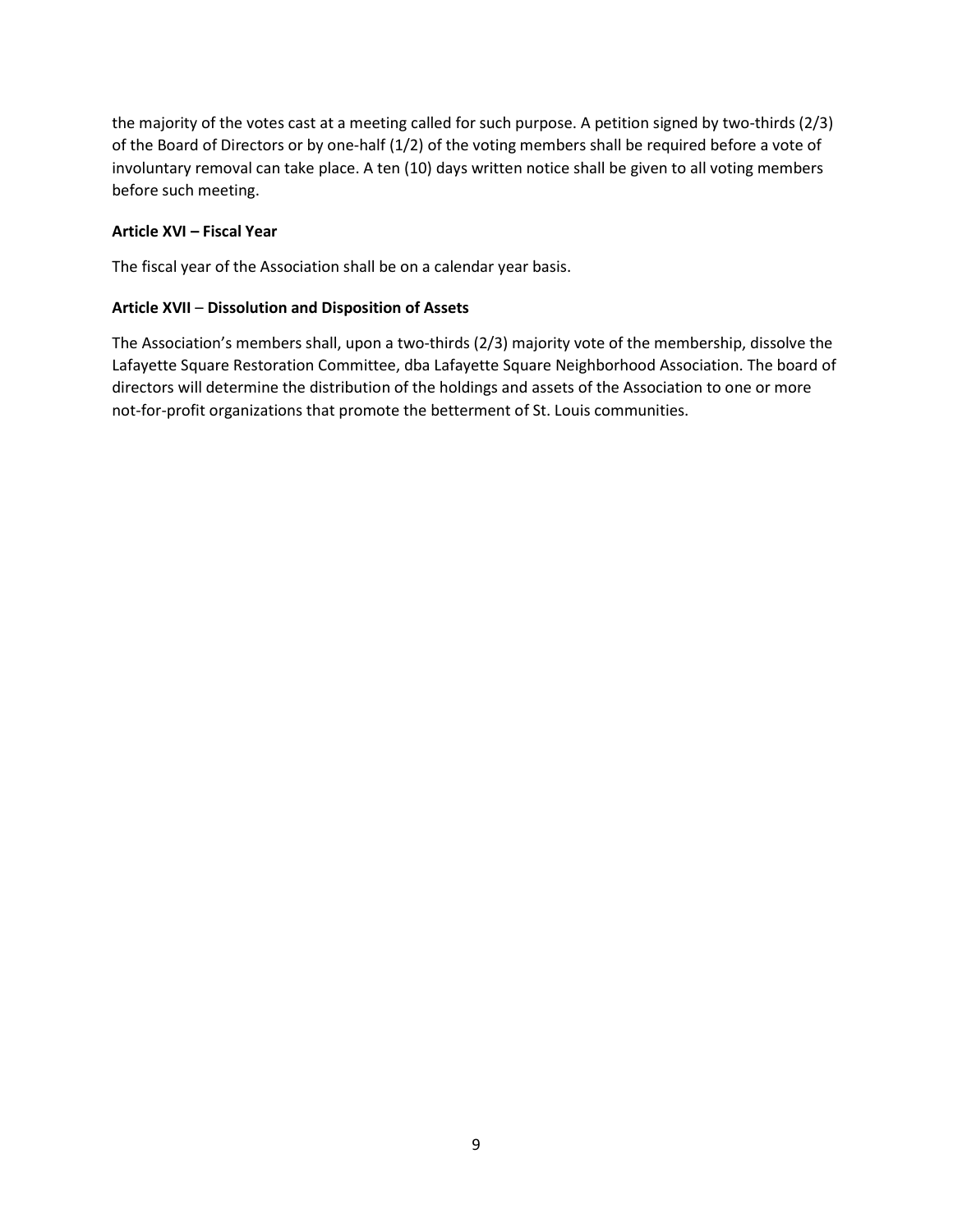the majority of the votes cast at a meeting called for such purpose. A petition signed by two-thirds (2/3) of the Board of Directors or by one-half (1/2) of the voting members shall be required before a vote of involuntary removal can take place. A ten (10) days written notice shall be given to all voting members before such meeting.

**Article XVI – Fiscal Year**

The fiscal year of the Association shall be on a calendar year basis.

**Article XVII – Dissolution and Disposition of Assets**

The Association's members shall, upon a two-thirds (2/3) majority vote of the membership, dissolve the Lafayette Square Restoration Committee, dba Lafayette Square Neighborhood Association. The board of directors will determine the distribution of the holdings and assets of the Association to one or more not-for-profit organizations that promote the betterment of St. Louis communities.